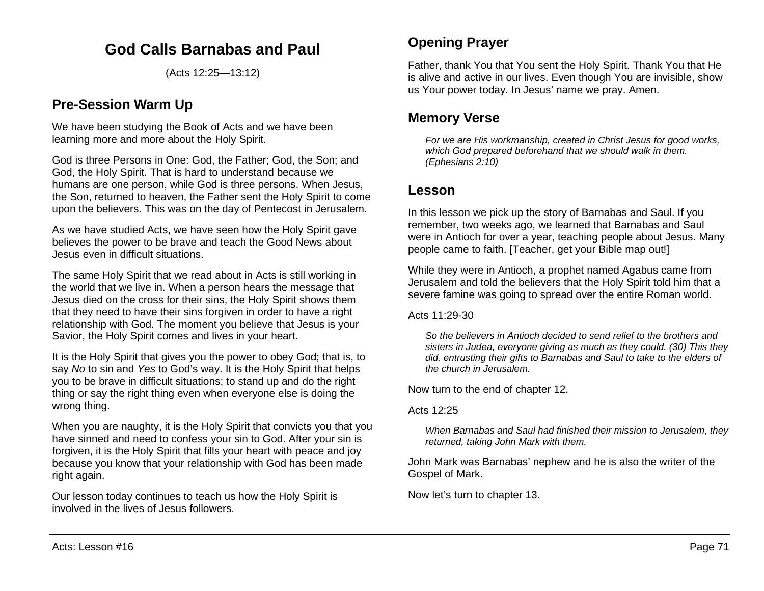# God Calls Barnabas and Paul

(Acts 12:25—13:12)

## Pre-Session Warm Up

We have been studying the Book of Acts and we have been learning more and more about the Holy Spirit.

God is three Persons in One: God, the Father; God, the Son; and God, the Holy Spirit. That is hard to understand because we humans are one person, while God is three persons. When Jesus, the Son, returned to heaven, the Father sent the Holy Spirit to come upon the believers. This was on the day of Pentecost in Jerusalem.

As we have studied Acts, we have seen how the Holy Spirit gave believes the power to be brave and teach the Good News about Jesus even in difficult situations.

The same Holy Spirit that we read about in Acts is still working in the world that we live in. When a person hears the message that Jesus died on the cross for their sins, the Holy Spirit shows them that they need to have their sins forgiven in order to have a right relationship with God. The moment you believe that Jesus is your Savior, the Holy Spirit comes and lives in your heart.

It is the Holy Spirit that gives you the power to obey God; that is, to say *No* to sin and *Yes* to God's way. It is the Holy Spirit that helps you to be brave in difficult situations; to stand up and do the right thing or say the right thing even when everyone else is doing the wrong thing.

When you are naughty, it is the Holy Spirit that convicts you that you have sinned and need to confess your sin to God. After your sin is forgiven, it is the Holy Spirit that fills your heart with peace and joy because you know that your relationship with God has been made right again.

Our lesson today continues to teach us how the Holy Spirit is involved in the lives of Jesus followers.

## Opening Prayer

Father, thank You that You sent the Holy Spirit. Thank You that He is alive and active in our lives. Even though You are invisible, show us Your power today. In Jesus' name we pray. Amen.

## Memory Verse

> *For we are His workmanship, created in Christ Jesus for good works, which God prepared beforehand that we should walk in them. (Ephesians 2:10)*

## Lesson

In this lesson we pick up the story of Barnabas and Saul. If you remember, two weeks ago, we learned that Barnabas and Saul were in Antioch for over a year, teaching people about Jesus. Many people came to faith. [Teacher, get your Bible map out!]

While they were in Antioch, a prophet named Agabus came from Jerusalem and told the believers that the Holy Spirit told him that a severe famine was going to spread over the entire Roman world.

Acts 11:29-30

> *So the believers in Antioch decided to send relief to the brothers and sisters in Judea, everyone giving as much as they could. (30) This they did, entrusting their gifts to Barnabas and Saul to take to the elders of the church in Jerusalem.*

Now turn to the end of chapter 12.

Acts 12:25

> *When Barnabas and Saul had finished their mission to Jerusalem, they returned, taking John Mark with them.*

John Mark was Barnabas' nephew and he is also the writer of the Gospel of Mark.

Now let's turn to chapter 13.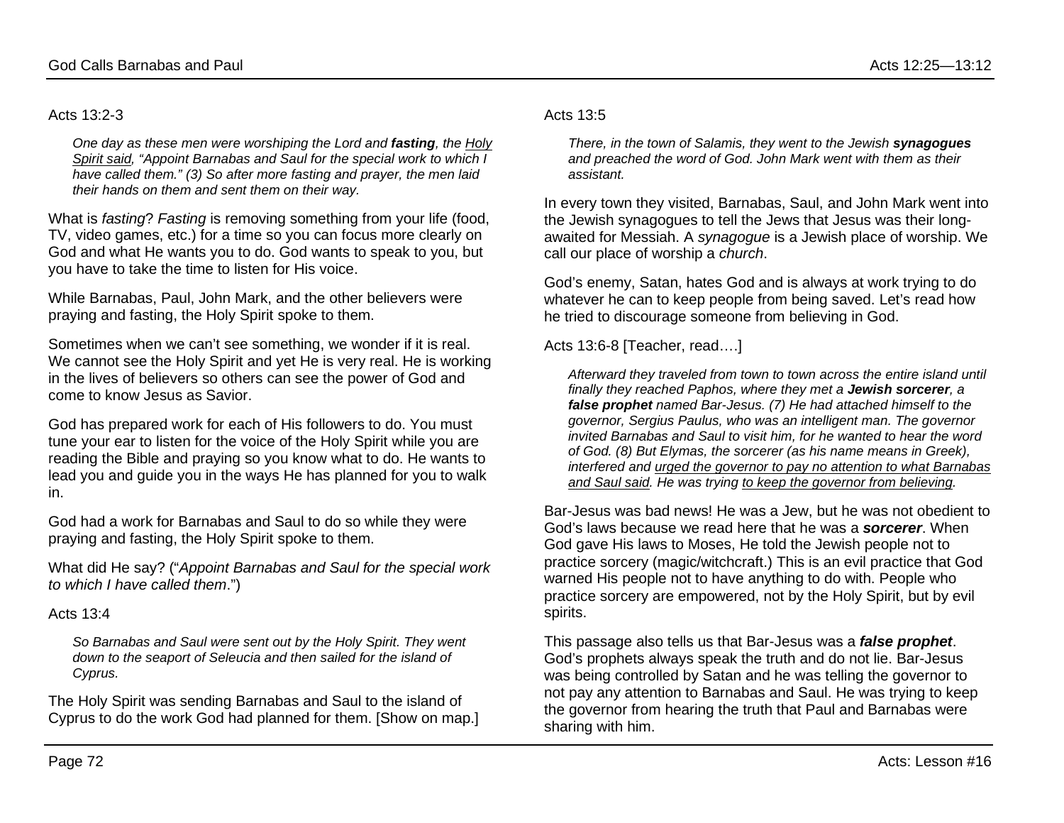Acts 13:2-3

> *One day as these men were worshiping the Lord and **fasting**, the <u>Holy Spirit said</u>, "Appoint Barnabas and Saul for the special work to which I have called them." (3) So after more fasting and prayer, the men laid their hands on them and sent them on their way.*

What is *fasting*? *Fasting* is removing something from your life (food, TV, video games, etc.) for a time so you can focus more clearly on God and what He wants you to do. God wants to speak to you, but you have to take the time to listen for His voice.

While Barnabas, Paul, John Mark, and the other believers were praying and fasting, the Holy Spirit spoke to them.

Sometimes when we can't see something, we wonder if it is real. We cannot see the Holy Spirit and yet He is very real. He is working in the lives of believers so others can see the power of God and come to know Jesus as Savior.

God has prepared work for each of His followers to do. You must tune your ear to listen for the voice of the Holy Spirit while you are reading the Bible and praying so you know what to do. He wants to lead you and guide you in the ways He has planned for you to walk in.

God had a work for Barnabas and Saul to do so while they were praying and fasting, the Holy Spirit spoke to them.

What did He say? ("*Appoint Barnabas and Saul for the special work to which I have called them*.")

Acts 13:4

> *So Barnabas and Saul were sent out by the Holy Spirit. They went down to the seaport of Seleucia and then sailed for the island of Cyprus.*

The Holy Spirit was sending Barnabas and Saul to the island of Cyprus to do the work God had planned for them. [Show on map.]

Acts 13:5

> *There, in the town of Salamis, they went to the Jewish **synagogues** and preached the word of God. John Mark went with them as their assistant.*

In every town they visited, Barnabas, Saul, and John Mark went into the Jewish synagogues to tell the Jews that Jesus was their long-awaited for Messiah. A *synagogue* is a Jewish place of worship. We call our place of worship a *church*.

God's enemy, Satan, hates God and is always at work trying to do whatever he can to keep people from being saved. Let's read how he tried to discourage someone from believing in God.

Acts 13:6-8 [Teacher, read….]

> *Afterward they traveled from town to town across the entire island until finally they reached Paphos, where they met a **Jewish sorcerer**, a **false prophet** named Bar-Jesus. (7) He had attached himself to the governor, Sergius Paulus, who was an intelligent man. The governor invited Barnabas and Saul to visit him, for he wanted to hear the word of God. (8) But Elymas, the sorcerer (as his name means in Greek), interfered and <u>urged the governor to pay no attention to what Barnabas and Saul said</u>. He was trying <u>to keep the governor from believing</u>.*

Bar-Jesus was bad news! He was a Jew, but he was not obedient to God's laws because we read here that he was a ***sorcerer***. When God gave His laws to Moses, He told the Jewish people not to practice sorcery (magic/witchcraft.) This is an evil practice that God warned His people not to have anything to do with. People who practice sorcery are empowered, not by the Holy Spirit, but by evil spirits.

This passage also tells us that Bar-Jesus was a ***false prophet***. God's prophets always speak the truth and do not lie. Bar-Jesus was being controlled by Satan and he was telling the governor to not pay any attention to Barnabas and Saul. He was trying to keep the governor from hearing the truth that Paul and Barnabas were sharing with him.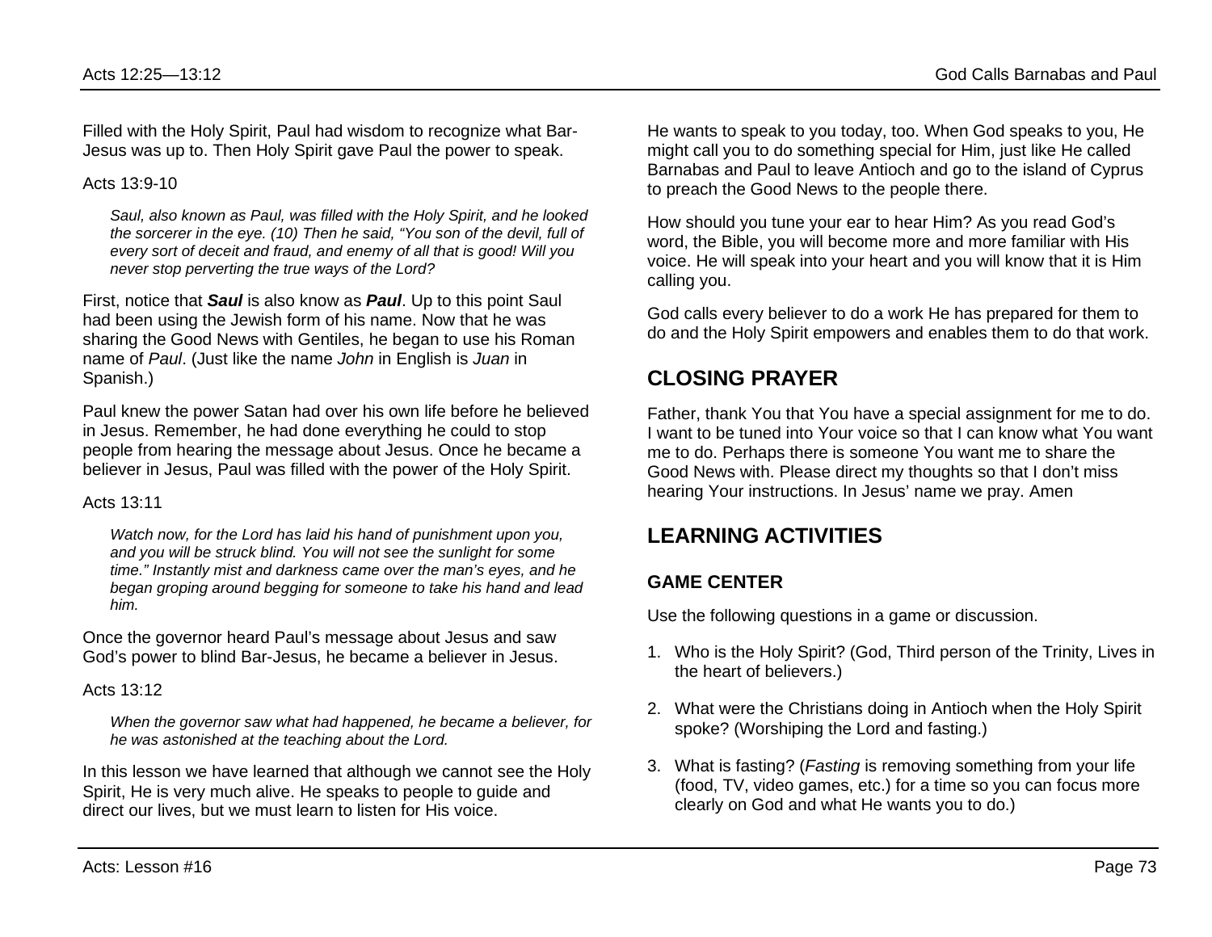Filled with the Holy Spirit, Paul had wisdom to recognize what Bar-Jesus was up to. Then Holy Spirit gave Paul the power to speak.

Acts 13:9-10

> *Saul, also known as Paul, was filled with the Holy Spirit, and he looked the sorcerer in the eye. (10) Then he said, "You son of the devil, full of every sort of deceit and fraud, and enemy of all that is good! Will you never stop perverting the true ways of the Lord?*

First, notice that ***Saul*** is also know as ***Paul***. Up to this point Saul had been using the Jewish form of his name. Now that he was sharing the Good News with Gentiles, he began to use his Roman name of *Paul*. (Just like the name *John* in English is *Juan* in Spanish.)

Paul knew the power Satan had over his own life before he believed in Jesus. Remember, he had done everything he could to stop people from hearing the message about Jesus. Once he became a believer in Jesus, Paul was filled with the power of the Holy Spirit.

Acts 13:11

> *Watch now, for the Lord has laid his hand of punishment upon you, and you will be struck blind. You will not see the sunlight for some time." Instantly mist and darkness came over the man's eyes, and he began groping around begging for someone to take his hand and lead him.*

Once the governor heard Paul's message about Jesus and saw God's power to blind Bar-Jesus, he became a believer in Jesus.

Acts 13:12

> *When the governor saw what had happened, he became a believer, for he was astonished at the teaching about the Lord.*

In this lesson we have learned that although we cannot see the Holy Spirit, He is very much alive. He speaks to people to guide and direct our lives, but we must learn to listen for His voice.

He wants to speak to you today, too. When God speaks to you, He might call you to do something special for Him, just like He called Barnabas and Paul to leave Antioch and go to the island of Cyprus to preach the Good News to the people there.

How should you tune your ear to hear Him? As you read God's word, the Bible, you will become more and more familiar with His voice. He will speak into your heart and you will know that it is Him calling you.

God calls every believer to do a work He has prepared for them to do and the Holy Spirit empowers and enables them to do that work.

## CLOSING PRAYER

Father, thank You that You have a special assignment for me to do. I want to be tuned into Your voice so that I can know what You want me to do. Perhaps there is someone You want me to share the Good News with. Please direct my thoughts so that I don't miss hearing Your instructions. In Jesus' name we pray. Amen

## LEARNING ACTIVITIES

### GAME CENTER

Use the following questions in a game or discussion.

1. Who is the Holy Spirit? (God, Third person of the Trinity, Lives in the heart of believers.)
2. What were the Christians doing in Antioch when the Holy Spirit spoke? (Worshiping the Lord and fasting.)
3. What is fasting? (*Fasting* is removing something from your life (food, TV, video games, etc.) for a time so you can focus more clearly on God and what He wants you to do.)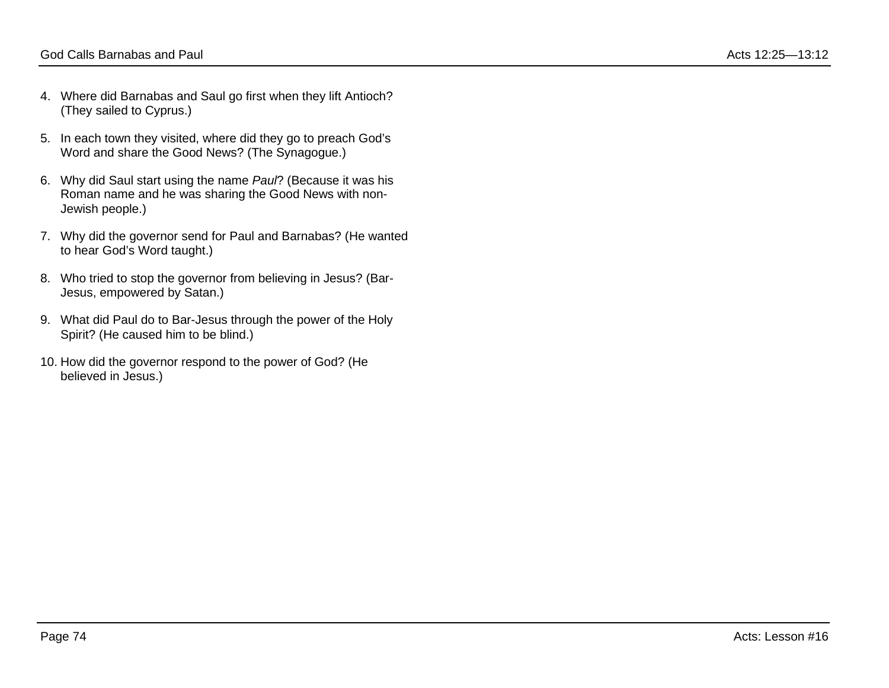4. Where did Barnabas and Saul go first when they lift Antioch? (They sailed to Cyprus.)
5. In each town they visited, where did they go to preach God's Word and share the Good News? (The Synagogue.)
6. Why did Saul start using the name *Paul*? (Because it was his Roman name and he was sharing the Good News with non-Jewish people.)
7. Why did the governor send for Paul and Barnabas? (He wanted to hear God's Word taught.)
8. Who tried to stop the governor from believing in Jesus? (Bar-Jesus, empowered by Satan.)
9. What did Paul do to Bar-Jesus through the power of the Holy Spirit? (He caused him to be blind.)
10. How did the governor respond to the power of God? (He believed in Jesus.)